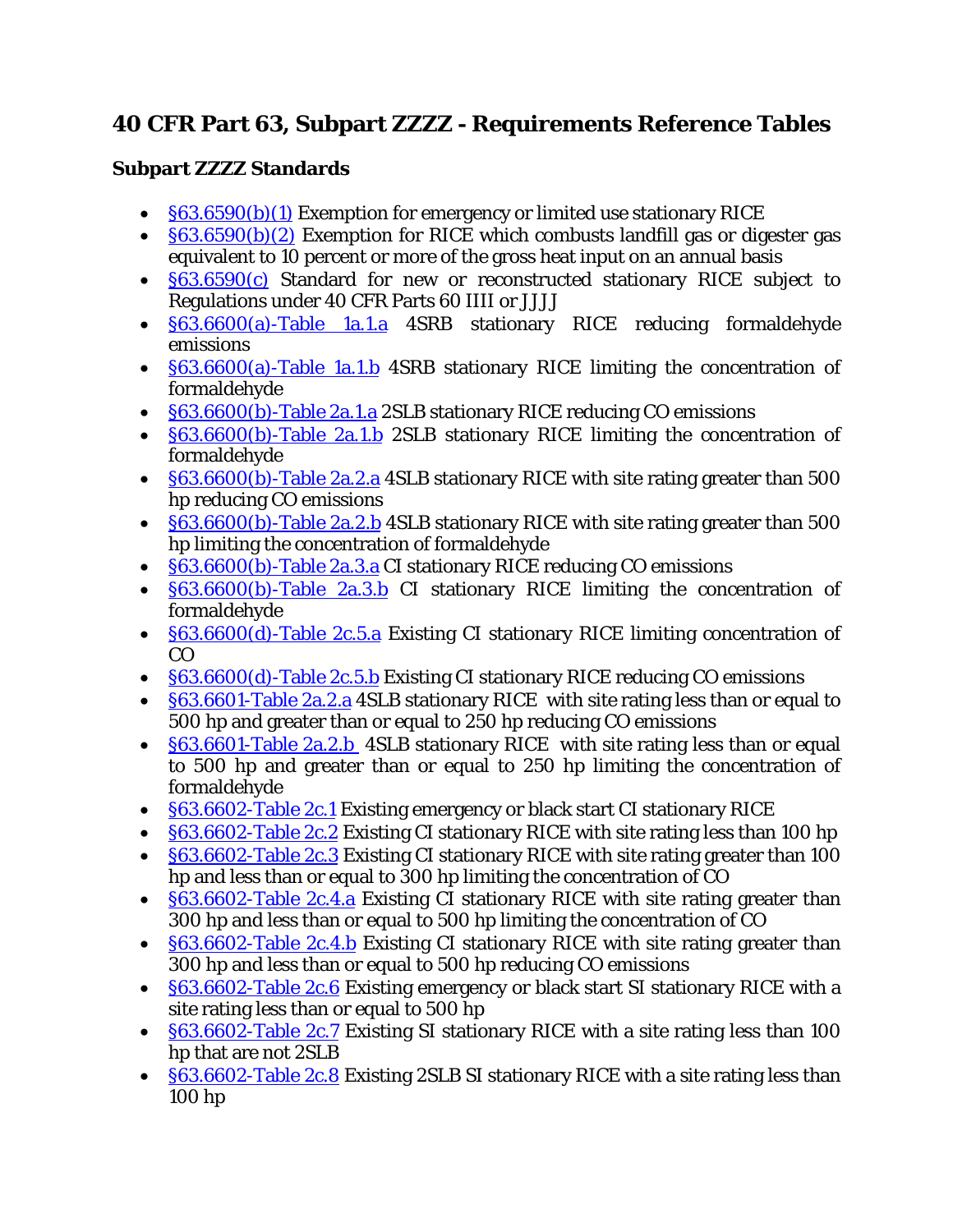# 40 CFR Part 63, Subpart ZZZZ - Requirements Reference Tables

## Subpart ZZZZ Standards

- §63.6590(b)(1) Exemption for emergency or limited use stationary RICE
- §63.6590(b)(2) Exemption for RICE which combusts landfill gas or digester gas equivalent to 10 percent or more of the gross heat input on an annual basis
- §63.6590(c) Standard for new or reconstructed stationary RICE subject to Regulations under 40 CFR Parts 60 IIII or JJJJ
- §63.6600(a)-Table 1a.1.a 4SRB stationary RICE reducing formaldehyde emissions
- §63.6600(a)-Table 1a.1.b 4SRB stationary RICE limiting the concentration of formaldehyde
- §63.6600(b)-Table 2a.1.a 2SLB stationary RICE reducing CO emissions
- §63.6600(b)-Table 2a.1.b 2SLB stationary RICE limiting the concentration of formaldehyde
- §63.6600(b)-Table 2a.2.a 4SLB stationary RICE with site rating greater than 500 hp reducing CO emissions
- §63.6600(b)-Table 2a.2.b 4SLB stationary RICE with site rating greater than 500 hp limiting the concentration of formaldehyde
- §63.6600(b)-Table 2a.3.a CI stationary RICE reducing CO emissions
- §63.6600(b)-Table 2a.3.b CI stationary RICE limiting the concentration of formaldehyde
- §63.6600(d)-Table 2c.5.a Existing CI stationary RICE limiting concentration of CO
- §63.6600(d)-Table 2c.5.b Existing CI stationary RICE reducing CO emissions
- §63.6601-Table 2a.2.a 4SLB stationary RICE with site rating less than or equal to 500 hp and greater than or equal to 250 hp reducing CO emissions
- §63.6601-Table 2a.2.b 4SLB stationary RICE with site rating less than or equal to 500 hp and greater than or equal to 250 hp limiting the concentration of formaldehyde
- §63.6602-Table 2c.1 Existing emergency or black start CI stationary RICE
- §63.6602-Table 2c.2 Existing CI stationary RICE with site rating less than 100 hp
- §63.6602-Table 2c.3 Existing CI stationary RICE with site rating greater than 100 hp and less than or equal to 300 hp limiting the concentration of CO
- §63.6602-Table 2c.4.a Existing CI stationary RICE with site rating greater than 300 hp and less than or equal to 500 hp limiting the concentration of CO
- §63.6602-Table 2c.4.b Existing CI stationary RICE with site rating greater than 300 hp and less than or equal to 500 hp reducing CO emissions
- §63.6602-Table 2c.6 Existing emergency or black start SI stationary RICE with a site rating less than or equal to 500 hp
- §63.6602-Table 2c.7 Existing SI stationary RICE with a site rating less than 100 hp that are not 2SLB
- §63.6602-Table 2c.8 Existing 2SLB SI stationary RICE with a site rating less than 100 hp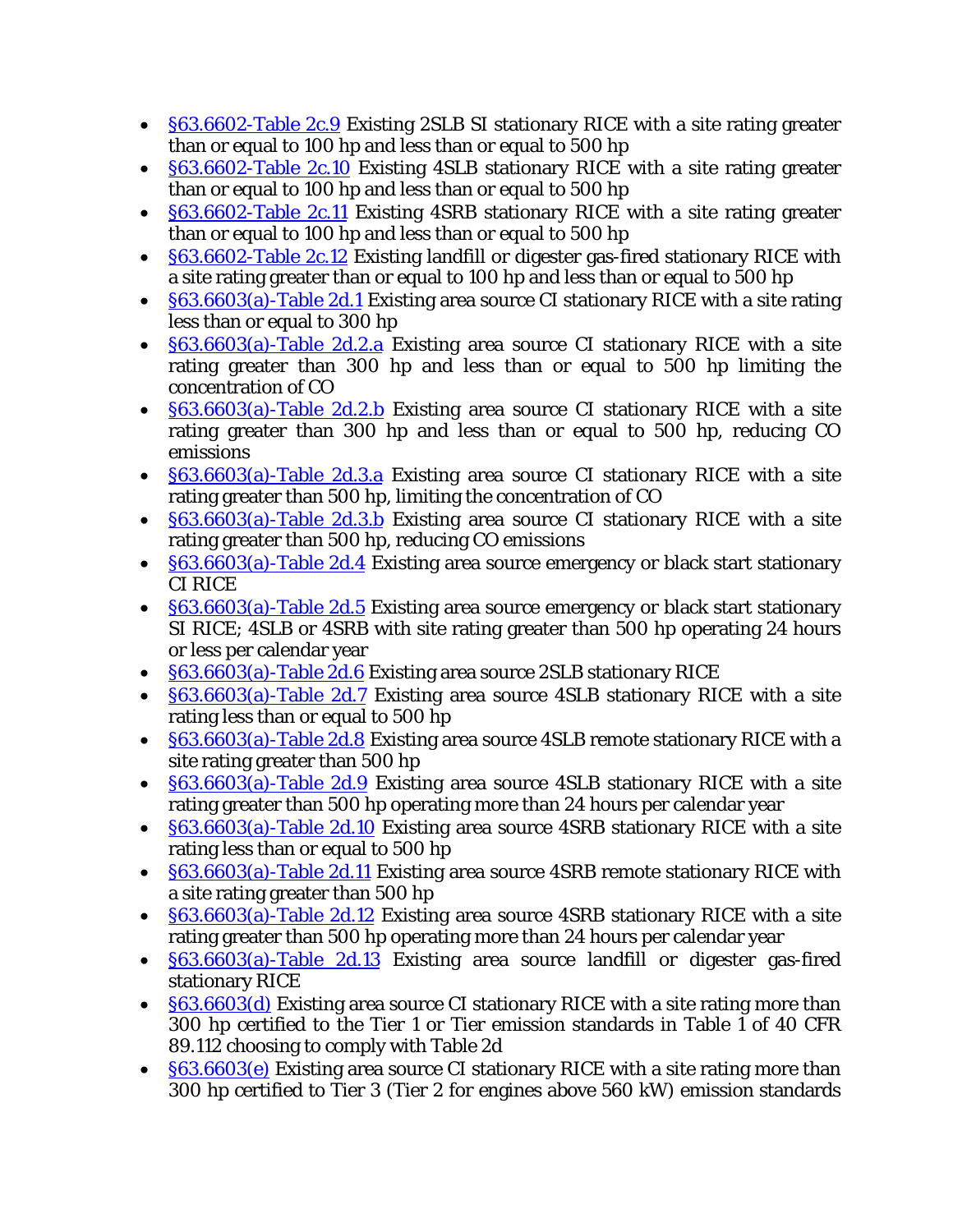- §63.6602-Table 2c.9 Existing 2SLB SI stationary RICE with a site rating greater than or equal to 100 hp and less than or equal to 500 hp
- §63.6602-Table 2c.10 Existing 4SLB stationary RICE with a site rating greater than or equal to 100 hp and less than or equal to 500 hp
- §63.6602-Table 2c.11 Existing 4SRB stationary RICE with a site rating greater than or equal to 100 hp and less than or equal to 500 hp
- §63.6602-Table 2c.12 Existing landfill or digester gas-fired stationary RICE with a site rating greater than or equal to 100 hp and less than or equal to 500 hp
- §63.6603(a)-Table 2d.1 Existing area source CI stationary RICE with a site rating less than or equal to 300 hp
- §63.6603(a)-Table 2d.2.a Existing area source CI stationary RICE with a site rating greater than 300 hp and less than or equal to 500 hp limiting the concentration of CO
- §63.6603(a)-Table 2d.2.b Existing area source CI stationary RICE with a site rating greater than 300 hp and less than or equal to 500 hp, reducing CO emissions
- §63.6603(a)-Table 2d.3.a Existing area source CI stationary RICE with a site rating greater than 500 hp, limiting the concentration of CO
- §63.6603(a)-Table 2d.3.b Existing area source CI stationary RICE with a site rating greater than 500 hp, reducing CO emissions
- §63.6603(a)-Table 2d.4 Existing area source emergency or black start stationary CI RICE
- §63.6603(a)-Table 2d.5 Existing area source emergency or black start stationary SI RICE; 4SLB or 4SRB with site rating greater than 500 hp operating 24 hours or less per calendar year
- §63.6603(a)-Table 2d.6 Existing area source 2SLB stationary RICE
- §63.6603(a)-Table 2d.7 Existing area source 4SLB stationary RICE with a site rating less than or equal to 500 hp
- §63.6603(a)-Table 2d.8 Existing area source 4SLB remote stationary RICE with a site rating greater than 500 hp
- §63.6603(a)-Table 2d.9 Existing area source 4SLB stationary RICE with a site rating greater than 500 hp operating more than 24 hours per calendar year
- §63.6603(a)-Table 2d.10 Existing area source 4SRB stationary RICE with a site rating less than or equal to 500 hp
- §63.6603(a)-Table 2d.11 Existing area source 4SRB remote stationary RICE with a site rating greater than 500 hp
- §63.6603(a)-Table 2d.12 Existing area source 4SRB stationary RICE with a site rating greater than 500 hp operating more than 24 hours per calendar year
- §63.6603(a)-Table 2d.13 Existing area source landfill or digester gas-fired stationary RICE
- §63.6603(d) Existing area source CI stationary RICE with a site rating more than 300 hp certified to the Tier 1 or Tier emission standards in Table 1 of 40 CFR 89.112 choosing to comply with Table 2d
- §63.6603(e) Existing area source CI stationary RICE with a site rating more than 300 hp certified to Tier 3 (Tier 2 for engines above 560 kW) emission standards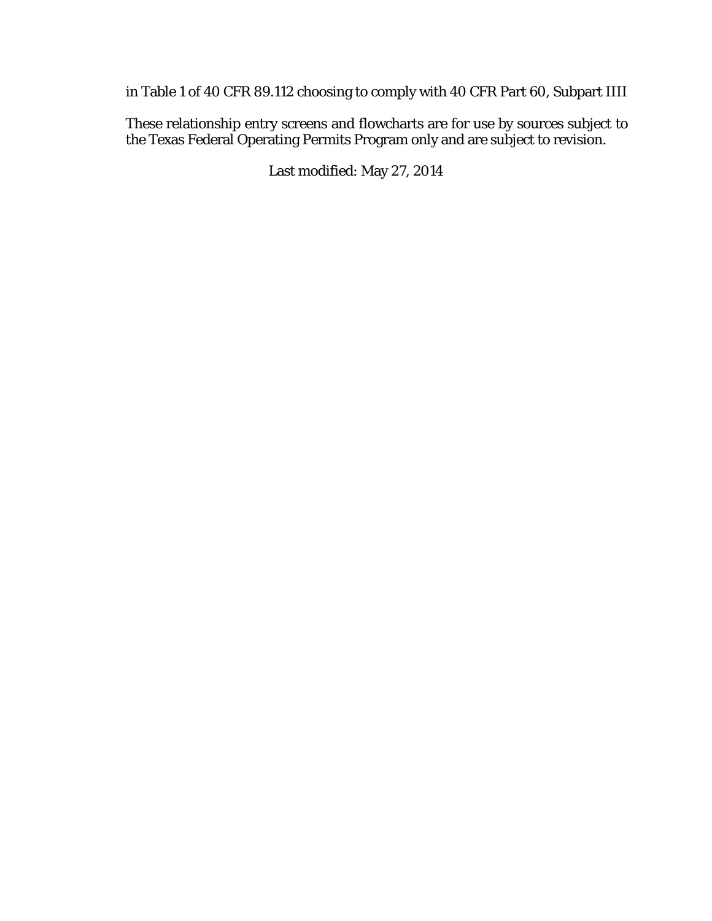in Table 1 of 40 CFR 89.112 choosing to comply with 40 CFR Part 60, Subpart IIII

These relationship entry screens and flowcharts are for use by sources subject to the Texas Federal Operating Permits Program only and are subject to revision.

Last modified: May 27, 2014